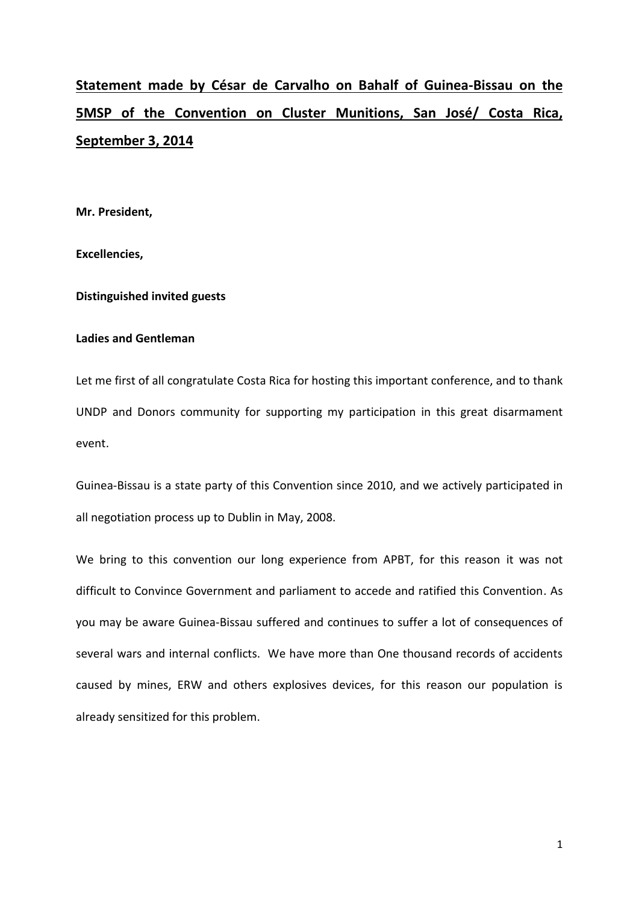**Statement made by César de Carvalho on Bahalf of Guinea-Bissau on the 5MSP of the Convention on Cluster Munitions, San José/ Costa Rica, September 3, 2014**

**Mr. President,**

**Excellencies,**

**Distinguished invited guests**

**Ladies and Gentleman**

Let me first of all congratulate Costa Rica for hosting this important conference, and to thank UNDP and Donors community for supporting my participation in this great disarmament event.

Guinea-Bissau is a state party of this Convention since 2010, and we actively participated in all negotiation process up to Dublin in May, 2008.

We bring to this convention our long experience from APBT, for this reason it was not difficult to Convince Government and parliament to accede and ratified this Convention. As you may be aware Guinea-Bissau suffered and continues to suffer a lot of consequences of several wars and internal conflicts. We have more than One thousand records of accidents caused by mines, ERW and others explosives devices, for this reason our population is already sensitized for this problem.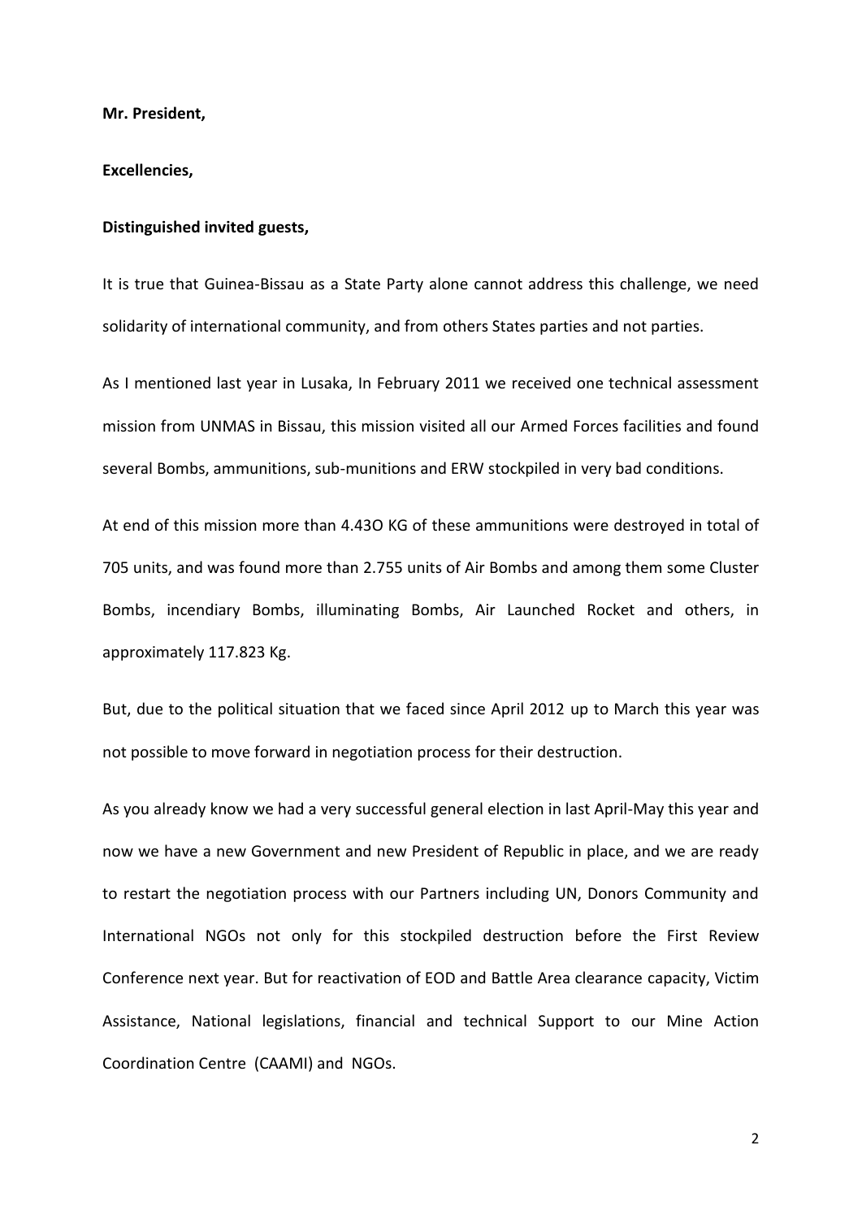**Mr. President,**

**Excellencies,**

**Distinguished invited guests,**

It is true that Guinea-Bissau as a State Party alone cannot address this challenge, we need solidarity of international community, and from others States parties and not parties.

As I mentioned last year in Lusaka, In February 2011 we received one technical assessment mission from UNMAS in Bissau, this mission visited all our Armed Forces facilities and found several Bombs, ammunitions, sub-munitions and ERW stockpiled in very bad conditions.

At end of this mission more than 4.43O KG of these ammunitions were destroyed in total of 705 units, and was found more than 2.755 units of Air Bombs and among them some Cluster Bombs, incendiary Bombs, illuminating Bombs, Air Launched Rocket and others, in approximately 117.823 Kg.

But, due to the political situation that we faced since April 2012 up to March this year was not possible to move forward in negotiation process for their destruction.

As you already know we had a very successful general election in last April-May this year and now we have a new Government and new President of Republic in place, and we are ready to restart the negotiation process with our Partners including UN, Donors Community and International NGOs not only for this stockpiled destruction before the First Review Conference next year. But for reactivation of EOD and Battle Area clearance capacity, Victim Assistance, National legislations, financial and technical Support to our Mine Action Coordination Centre (CAAMI) and NGOs.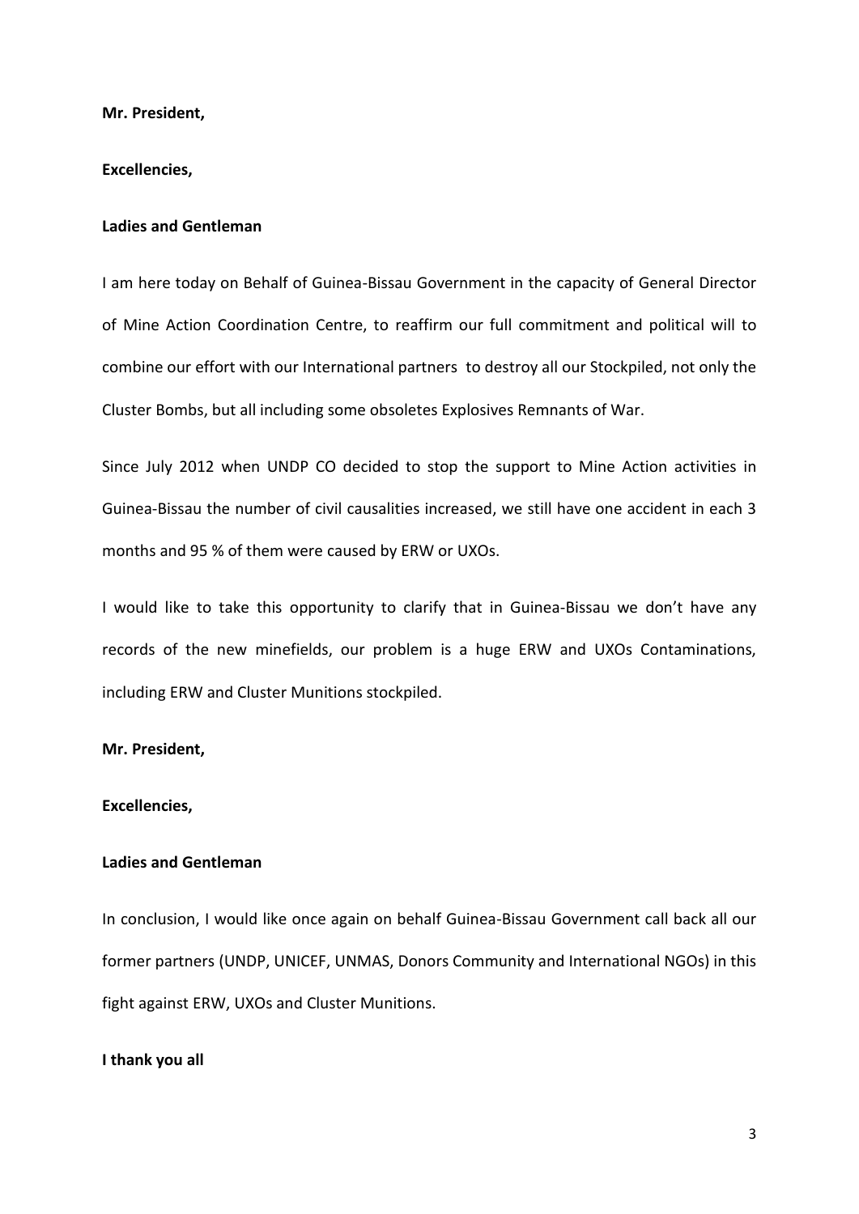**Mr. President,**

**Excellencies,**

**Ladies and Gentleman**

I am here today on Behalf of Guinea-Bissau Government in the capacity of General Director of Mine Action Coordination Centre, to reaffirm our full commitment and political will to combine our effort with our International partners to destroy all our Stockpiled, not only the Cluster Bombs, but all including some obsoletes Explosives Remnants of War.

Since July 2012 when UNDP CO decided to stop the support to Mine Action activities in Guinea-Bissau the number of civil causalities increased, we still have one accident in each 3 months and 95 % of them were caused by ERW or UXOs.

I would like to take this opportunity to clarify that in Guinea-Bissau we don't have any records of the new minefields, our problem is a huge ERW and UXOs Contaminations, including ERW and Cluster Munitions stockpiled.

**Mr. President,**

**Excellencies,**

**Ladies and Gentleman**

In conclusion, I would like once again on behalf Guinea-Bissau Government call back all our former partners (UNDP, UNICEF, UNMAS, Donors Community and International NGOs) in this fight against ERW, UXOs and Cluster Munitions.

**I thank you all**